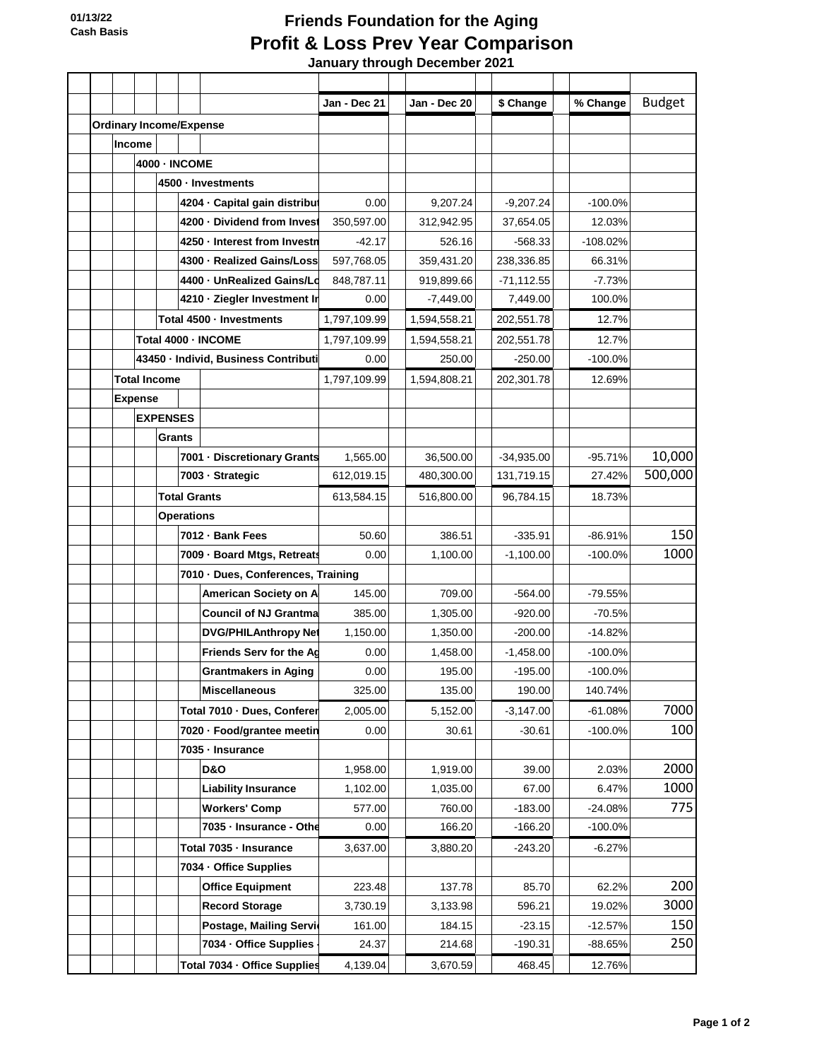01/13/22
Cash Basis

# Friends Foundation for the Aging
## Profit & Loss Prev Year Comparison
### January through December 2021

| Account | Jan - Dec 21 | Jan - Dec 20 | $ Change | % Change | Budget |
|---|---|---|---|---|---|
| **Ordinary Income/Expense** | | | | | |
| **Income** | | | | | |
| **4000 · INCOME** | | | | | |
| **4500 · Investments** | | | | | |
| **4204 · Capital gain distribut** | 0.00 | 9,207.24 | -9,207.24 | -100.0% | |
| **4200 · Dividend from Invest** | 350,597.00 | 312,942.95 | 37,654.05 | 12.03% | |
| **4250 · Interest from Investn** | -42.17 | 526.16 | -568.33 | -108.02% | |
| **4300 · Realized Gains/Loss** | 597,768.05 | 359,431.20 | 238,336.85 | 66.31% | |
| **4400 · UnRealized Gains/Lo** | 848,787.11 | 919,899.66 | -71,112.55 | -7.73% | |
| **4210 · Ziegler Investment Ir** | 0.00 | -7,449.00 | 7,449.00 | 100.0% | |
| **Total 4500 · Investments** | 1,797,109.99 | 1,594,558.21 | 202,551.78 | 12.7% | |
| **Total 4000 · INCOME** | 1,797,109.99 | 1,594,558.21 | 202,551.78 | 12.7% | |
| **43450 · Individ, Business Contributi** | 0.00 | 250.00 | -250.00 | -100.0% | |
| **Total Income** | 1,797,109.99 | 1,594,808.21 | 202,301.78 | 12.69% | |
| **Expense** | | | | | |
| **EXPENSES** | | | | | |
| **Grants** | | | | | |
| **7001 · Discretionary Grants** | 1,565.00 | 36,500.00 | -34,935.00 | -95.71% | 10,000 |
| **7003 · Strategic** | 612,019.15 | 480,300.00 | 131,719.15 | 27.42% | 500,000 |
| **Total Grants** | 613,584.15 | 516,800.00 | 96,784.15 | 18.73% | |
| **Operations** | | | | | |
| **7012 · Bank Fees** | 50.60 | 386.51 | -335.91 | -86.91% | 150 |
| **7009 · Board Mtgs, Retreats** | 0.00 | 1,100.00 | -1,100.00 | -100.0% | 1000 |
| **7010 · Dues, Conferences, Training** | | | | | |
| **American Society on A** | 145.00 | 709.00 | -564.00 | -79.55% | |
| **Council of NJ Grantma** | 385.00 | 1,305.00 | -920.00 | -70.5% | |
| **DVG/PHILAnthropy Net** | 1,150.00 | 1,350.00 | -200.00 | -14.82% | |
| **Friends Serv for the Ag** | 0.00 | 1,458.00 | -1,458.00 | -100.0% | |
| **Grantmakers in Aging** | 0.00 | 195.00 | -195.00 | -100.0% | |
| **Miscellaneous** | 325.00 | 135.00 | 190.00 | 140.74% | |
| **Total 7010 · Dues, Conferer** | 2,005.00 | 5,152.00 | -3,147.00 | -61.08% | 7000 |
| **7020 · Food/grantee meetin** | 0.00 | 30.61 | -30.61 | -100.0% | 100 |
| **7035 · Insurance** | | | | | |
| **D&O** | 1,958.00 | 1,919.00 | 39.00 | 2.03% | 2000 |
| **Liability Insurance** | 1,102.00 | 1,035.00 | 67.00 | 6.47% | 1000 |
| **Workers' Comp** | 577.00 | 760.00 | -183.00 | -24.08% | 775 |
| **7035 · Insurance - Othe** | 0.00 | 166.20 | -166.20 | -100.0% | |
| **Total 7035 · Insurance** | 3,637.00 | 3,880.20 | -243.20 | -6.27% | |
| **7034 · Office Supplies** | | | | | |
| **Office Equipment** | 223.48 | 137.78 | 85.70 | 62.2% | 200 |
| **Record Storage** | 3,730.19 | 3,133.98 | 596.21 | 19.02% | 3000 |
| **Postage, Mailing Servi** | 161.00 | 184.15 | -23.15 | -12.57% | 150 |
| **7034 · Office Supplies -** | 24.37 | 214.68 | -190.31 | -88.65% | 250 |
| **Total 7034 · Office Supplies** | 4,139.04 | 3,670.59 | 468.45 | 12.76% | |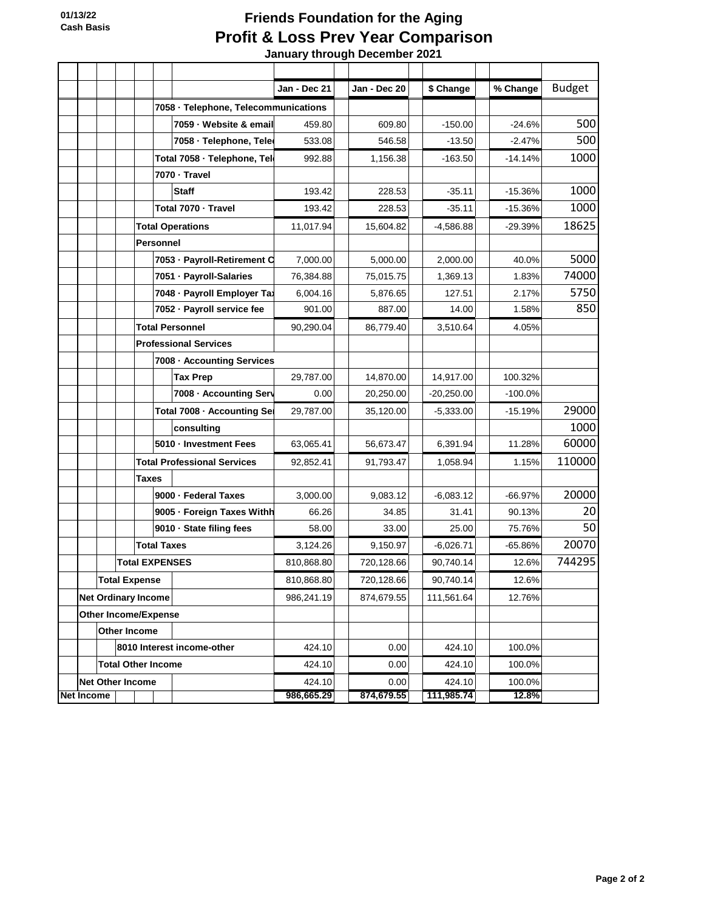01/13/22
Cash Basis

# Friends Foundation for the Aging
## Profit & Loss Prev Year Comparison
### January through December 2021

| | Jan - Dec 21 | Jan - Dec 20 | $ Change | % Change | Budget |
|---|---|---|---|---|---|
| 7058 · Telephone, Telecommunications | | | | | |
| 7059 · Website & email | 459.80 | 609.80 | -150.00 | -24.6% | 500 |
| 7058 · Telephone, Tele | 533.08 | 546.58 | -13.50 | -2.47% | 500 |
| Total 7058 · Telephone, Tel | 992.88 | 1,156.38 | -163.50 | -14.14% | 1000 |
| 7070 · Travel | | | | | |
| Staff | 193.42 | 228.53 | -35.11 | -15.36% | 1000 |
| Total 7070 · Travel | 193.42 | 228.53 | -35.11 | -15.36% | 1000 |
| Total Operations | 11,017.94 | 15,604.82 | -4,586.88 | -29.39% | 18625 |
| Personnel | | | | | |
| 7053 · Payroll-Retirement C | 7,000.00 | 5,000.00 | 2,000.00 | 40.0% | 5000 |
| 7051 · Payroll-Salaries | 76,384.88 | 75,015.75 | 1,369.13 | 1.83% | 74000 |
| 7048 · Payroll Employer Tax | 6,004.16 | 5,876.65 | 127.51 | 2.17% | 5750 |
| 7052 · Payroll service fee | 901.00 | 887.00 | 14.00 | 1.58% | 850 |
| Total Personnel | 90,290.04 | 86,779.40 | 3,510.64 | 4.05% | |
| Professional Services | | | | | |
| 7008 · Accounting Services | | | | | |
| Tax Prep | 29,787.00 | 14,870.00 | 14,917.00 | 100.32% | |
| 7008 · Accounting Serv | 0.00 | 20,250.00 | -20,250.00 | -100.0% | |
| Total 7008 · Accounting Se | 29,787.00 | 35,120.00 | -5,333.00 | -15.19% | 29000 |
| consulting | | | | | 1000 |
| 5010 · Investment Fees | 63,065.41 | 56,673.47 | 6,391.94 | 11.28% | 60000 |
| Total Professional Services | 92,852.41 | 91,793.47 | 1,058.94 | 1.15% | 110000 |
| Taxes | | | | | |
| 9000 · Federal Taxes | 3,000.00 | 9,083.12 | -6,083.12 | -66.97% | 20000 |
| 9005 · Foreign Taxes Withh | 66.26 | 34.85 | 31.41 | 90.13% | 20 |
| 9010 · State filing fees | 58.00 | 33.00 | 25.00 | 75.76% | 50 |
| Total Taxes | 3,124.26 | 9,150.97 | -6,026.71 | -65.86% | 20070 |
| Total EXPENSES | 810,868.80 | 720,128.66 | 90,740.14 | 12.6% | 744295 |
| Total Expense | 810,868.80 | 720,128.66 | 90,740.14 | 12.6% | |
| Net Ordinary Income | 986,241.19 | 874,679.55 | 111,561.64 | 12.76% | |
| Other Income/Expense | | | | | |
| Other Income | | | | | |
| 8010 Interest income-other | 424.10 | 0.00 | 424.10 | 100.0% | |
| Total Other Income | 424.10 | 0.00 | 424.10 | 100.0% | |
| Net Other Income | 424.10 | 0.00 | 424.10 | 100.0% | |
| Net Income | 986,665.29 | 874,679.55 | 111,985.74 | 12.8% | |